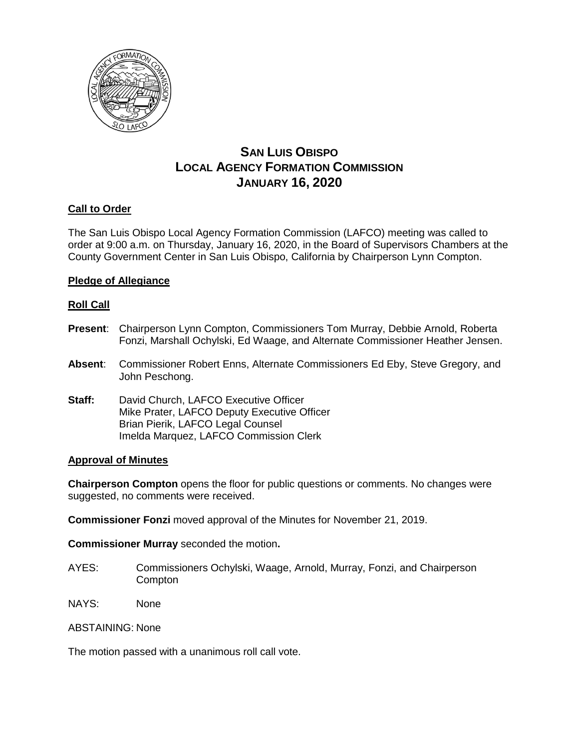# SAN LUIS OBISPO
# LOCAL AGENCY FORMATION COMMISSION
# JANUARY 16, 2020

## Call to Order

The San Luis Obispo Local Agency Formation Commission (LAFCO) meeting was called to order at 9:00 a.m. on Thursday, January 16, 2020, in the Board of Supervisors Chambers at the County Government Center in San Luis Obispo, California by Chairperson Lynn Compton.

## Pledge of Allegiance

## Roll Call

**Present**: Chairperson Lynn Compton, Commissioners Tom Murray, Debbie Arnold, Roberta Fonzi, Marshall Ochylski, Ed Waage, and Alternate Commissioner Heather Jensen.

**Absent**: Commissioner Robert Enns, Alternate Commissioners Ed Eby, Steve Gregory, and John Peschong.

**Staff:** David Church, LAFCO Executive Officer
Mike Prater, LAFCO Deputy Executive Officer
Brian Pierik, LAFCO Legal Counsel
Imelda Marquez, LAFCO Commission Clerk

## Approval of Minutes

**Chairperson Compton** opens the floor for public questions or comments. No changes were suggested, no comments were received.

**Commissioner Fonzi** moved approval of the Minutes for November 21, 2019.

**Commissioner Murray** seconded the motion**.**

AYES: Commissioners Ochylski, Waage, Arnold, Murray, Fonzi, and Chairperson Compton

NAYS: None

ABSTAINING: None

The motion passed with a unanimous roll call vote.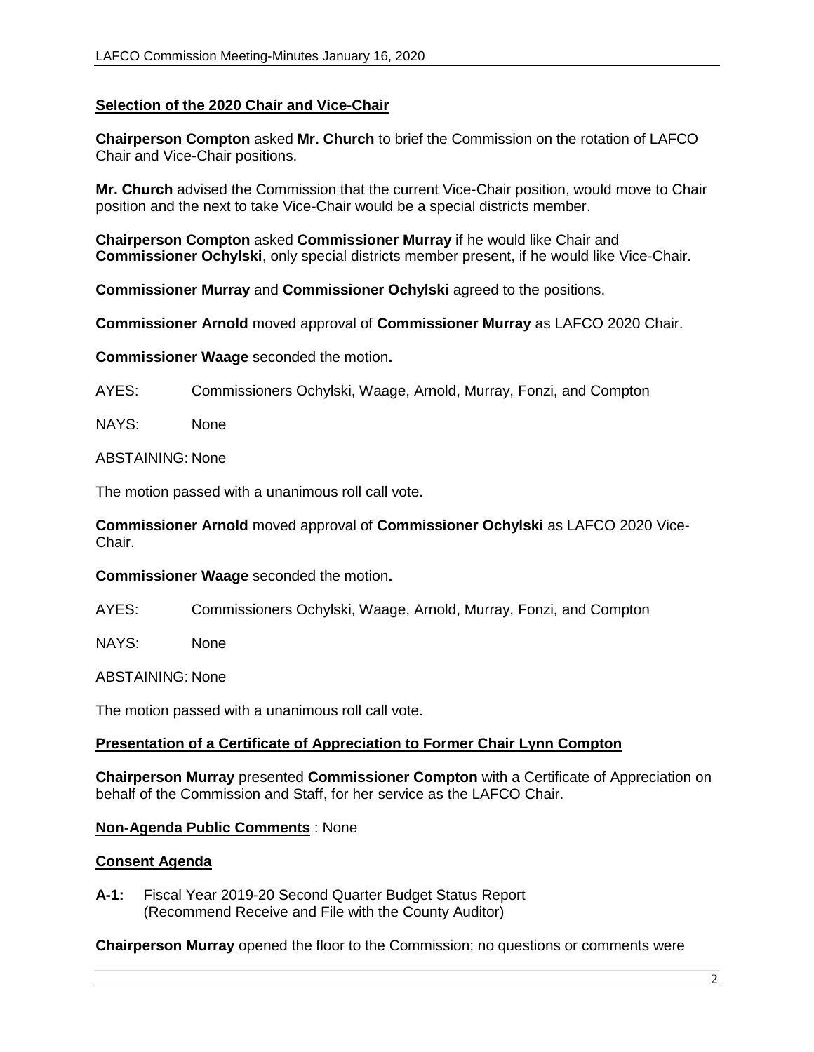## Selection of the 2020 Chair and Vice-Chair

**Chairperson Compton** asked **Mr. Church** to brief the Commission on the rotation of LAFCO Chair and Vice-Chair positions.

**Mr. Church** advised the Commission that the current Vice-Chair position, would move to Chair position and the next to take Vice-Chair would be a special districts member.

**Chairperson Compton** asked **Commissioner Murray** if he would like Chair and **Commissioner Ochylski**, only special districts member present, if he would like Vice-Chair.

**Commissioner Murray** and **Commissioner Ochylski** agreed to the positions.

**Commissioner Arnold** moved approval of **Commissioner Murray** as LAFCO 2020 Chair.

**Commissioner Waage** seconded the motion**.**

AYES: Commissioners Ochylski, Waage, Arnold, Murray, Fonzi, and Compton

NAYS: None

ABSTAINING: None

The motion passed with a unanimous roll call vote.

**Commissioner Arnold** moved approval of **Commissioner Ochylski** as LAFCO 2020 Vice-Chair.

**Commissioner Waage** seconded the motion**.**

AYES: Commissioners Ochylski, Waage, Arnold, Murray, Fonzi, and Compton

NAYS: None

ABSTAINING: None

The motion passed with a unanimous roll call vote.

## Presentation of a Certificate of Appreciation to Former Chair Lynn Compton

**Chairperson Murray** presented **Commissioner Compton** with a Certificate of Appreciation on behalf of the Commission and Staff, for her service as the LAFCO Chair.

## Non-Agenda Public Comments : None

## Consent Agenda

**A-1:** Fiscal Year 2019-20 Second Quarter Budget Status Report (Recommend Receive and File with the County Auditor)

**Chairperson Murray** opened the floor to the Commission; no questions or comments were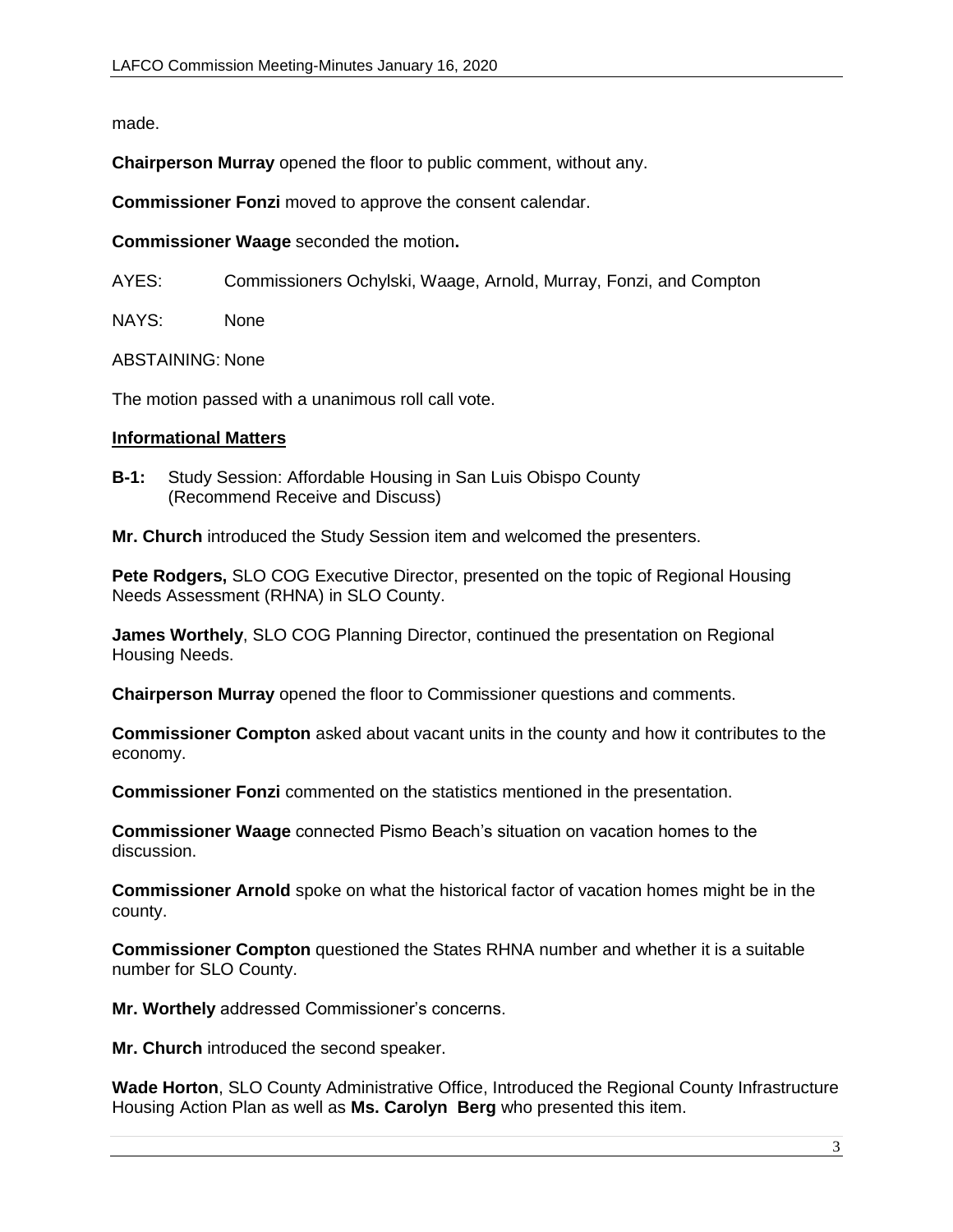made.

**Chairperson Murray** opened the floor to public comment, without any.

**Commissioner Fonzi** moved to approve the consent calendar.

**Commissioner Waage** seconded the motion**.**

AYES: Commissioners Ochylski, Waage, Arnold, Murray, Fonzi, and Compton

NAYS: None

ABSTAINING: None

The motion passed with a unanimous roll call vote.

**Informational Matters**

**B-1:** Study Session: Affordable Housing in San Luis Obispo County (Recommend Receive and Discuss)

**Mr. Church** introduced the Study Session item and welcomed the presenters.

**Pete Rodgers,** SLO COG Executive Director, presented on the topic of Regional Housing Needs Assessment (RHNA) in SLO County.

**James Worthely**, SLO COG Planning Director, continued the presentation on Regional Housing Needs.

**Chairperson Murray** opened the floor to Commissioner questions and comments.

**Commissioner Compton** asked about vacant units in the county and how it contributes to the economy.

**Commissioner Fonzi** commented on the statistics mentioned in the presentation.

**Commissioner Waage** connected Pismo Beach's situation on vacation homes to the discussion.

**Commissioner Arnold** spoke on what the historical factor of vacation homes might be in the county.

**Commissioner Compton** questioned the States RHNA number and whether it is a suitable number for SLO County.

**Mr. Worthely** addressed Commissioner's concerns.

**Mr. Church** introduced the second speaker.

**Wade Horton**, SLO County Administrative Office, Introduced the Regional County Infrastructure Housing Action Plan as well as **Ms. Carolyn Berg** who presented this item.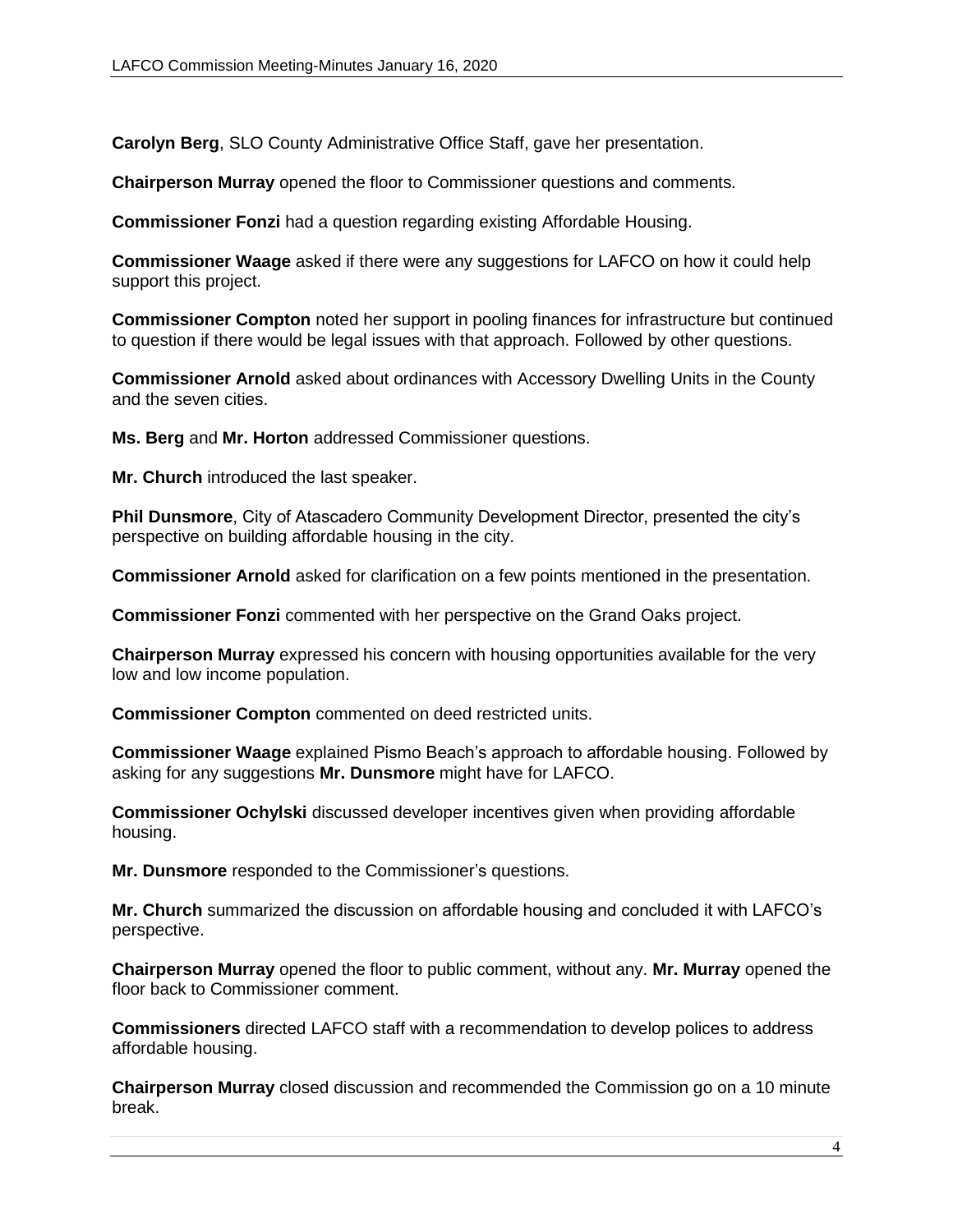**Carolyn Berg**, SLO County Administrative Office Staff, gave her presentation.

**Chairperson Murray** opened the floor to Commissioner questions and comments.

**Commissioner Fonzi** had a question regarding existing Affordable Housing.

**Commissioner Waage** asked if there were any suggestions for LAFCO on how it could help support this project.

**Commissioner Compton** noted her support in pooling finances for infrastructure but continued to question if there would be legal issues with that approach. Followed by other questions.

**Commissioner Arnold** asked about ordinances with Accessory Dwelling Units in the County and the seven cities.

**Ms. Berg** and **Mr. Horton** addressed Commissioner questions.

**Mr. Church** introduced the last speaker.

**Phil Dunsmore**, City of Atascadero Community Development Director, presented the city's perspective on building affordable housing in the city.

**Commissioner Arnold** asked for clarification on a few points mentioned in the presentation.

**Commissioner Fonzi** commented with her perspective on the Grand Oaks project.

**Chairperson Murray** expressed his concern with housing opportunities available for the very low and low income population.

**Commissioner Compton** commented on deed restricted units.

**Commissioner Waage** explained Pismo Beach's approach to affordable housing. Followed by asking for any suggestions **Mr. Dunsmore** might have for LAFCO.

**Commissioner Ochylski** discussed developer incentives given when providing affordable housing.

**Mr. Dunsmore** responded to the Commissioner's questions.

**Mr. Church** summarized the discussion on affordable housing and concluded it with LAFCO's perspective.

**Chairperson Murray** opened the floor to public comment, without any. **Mr. Murray** opened the floor back to Commissioner comment.

**Commissioners** directed LAFCO staff with a recommendation to develop polices to address affordable housing.

**Chairperson Murray** closed discussion and recommended the Commission go on a 10 minute break.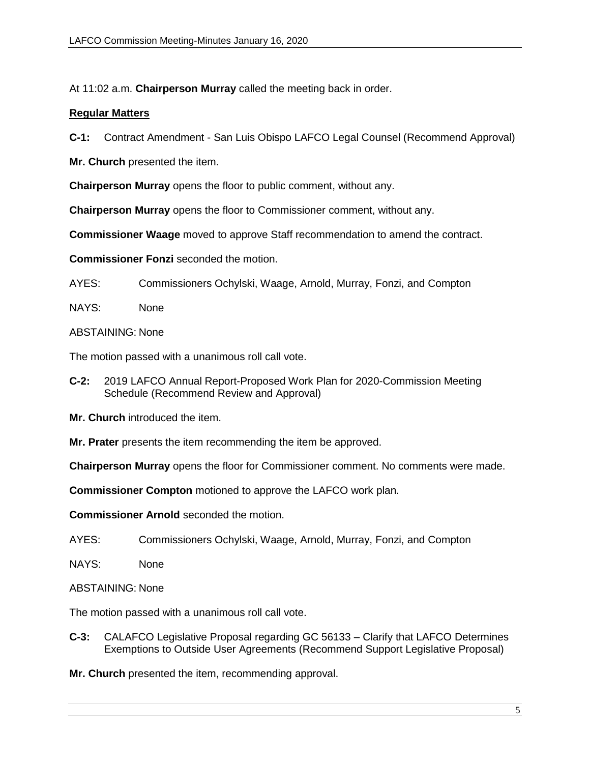At 11:02 a.m. **Chairperson Murray** called the meeting back in order.

**Regular Matters**

**C-1:** Contract Amendment - San Luis Obispo LAFCO Legal Counsel (Recommend Approval)

**Mr. Church** presented the item.

**Chairperson Murray** opens the floor to public comment, without any.

**Chairperson Murray** opens the floor to Commissioner comment, without any.

**Commissioner Waage** moved to approve Staff recommendation to amend the contract.

**Commissioner Fonzi** seconded the motion.

AYES: Commissioners Ochylski, Waage, Arnold, Murray, Fonzi, and Compton

NAYS: None

ABSTAINING: None

The motion passed with a unanimous roll call vote.

**C-2:** 2019 LAFCO Annual Report-Proposed Work Plan for 2020-Commission Meeting Schedule (Recommend Review and Approval)

**Mr. Church** introduced the item.

**Mr. Prater** presents the item recommending the item be approved.

**Chairperson Murray** opens the floor for Commissioner comment. No comments were made.

**Commissioner Compton** motioned to approve the LAFCO work plan.

**Commissioner Arnold** seconded the motion.

AYES: Commissioners Ochylski, Waage, Arnold, Murray, Fonzi, and Compton

NAYS: None

ABSTAINING: None

The motion passed with a unanimous roll call vote.

**C-3:** CALAFCO Legislative Proposal regarding GC 56133 – Clarify that LAFCO Determines Exemptions to Outside User Agreements (Recommend Support Legislative Proposal)

**Mr. Church** presented the item, recommending approval.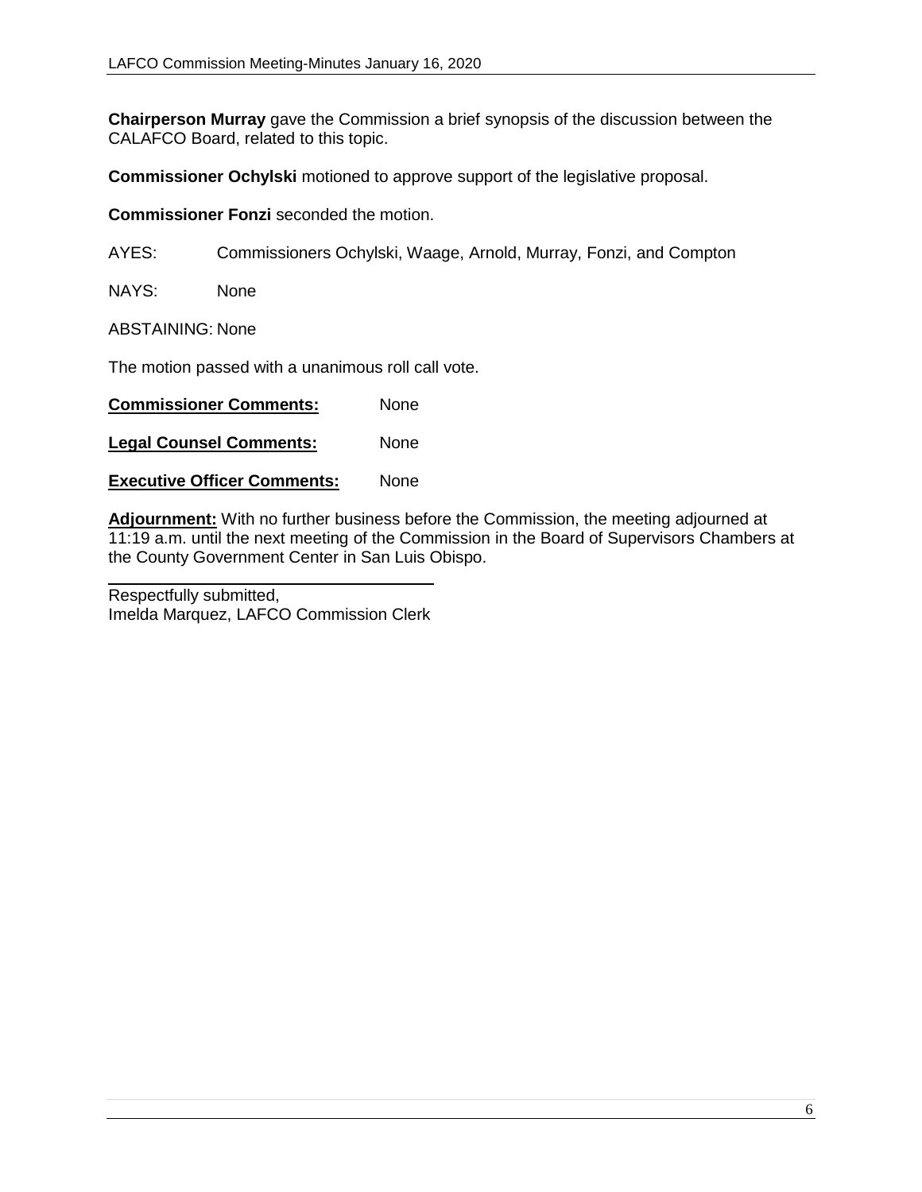**Chairperson Murray** gave the Commission a brief synopsis of the discussion between the CALAFCO Board, related to this topic.

**Commissioner Ochylski** motioned to approve support of the legislative proposal.

**Commissioner Fonzi** seconded the motion.

AYES: Commissioners Ochylski, Waage, Arnold, Murray, Fonzi, and Compton

NAYS: None

ABSTAINING: None

The motion passed with a unanimous roll call vote.

**Commissioner Comments:** None

**Legal Counsel Comments:** None

**Executive Officer Comments:** None

**Adjournment:** With no further business before the Commission, the meeting adjourned at 11:19 a.m. until the next meeting of the Commission in the Board of Supervisors Chambers at the County Government Center in San Luis Obispo.

Respectfully submitted,
Imelda Marquez, LAFCO Commission Clerk